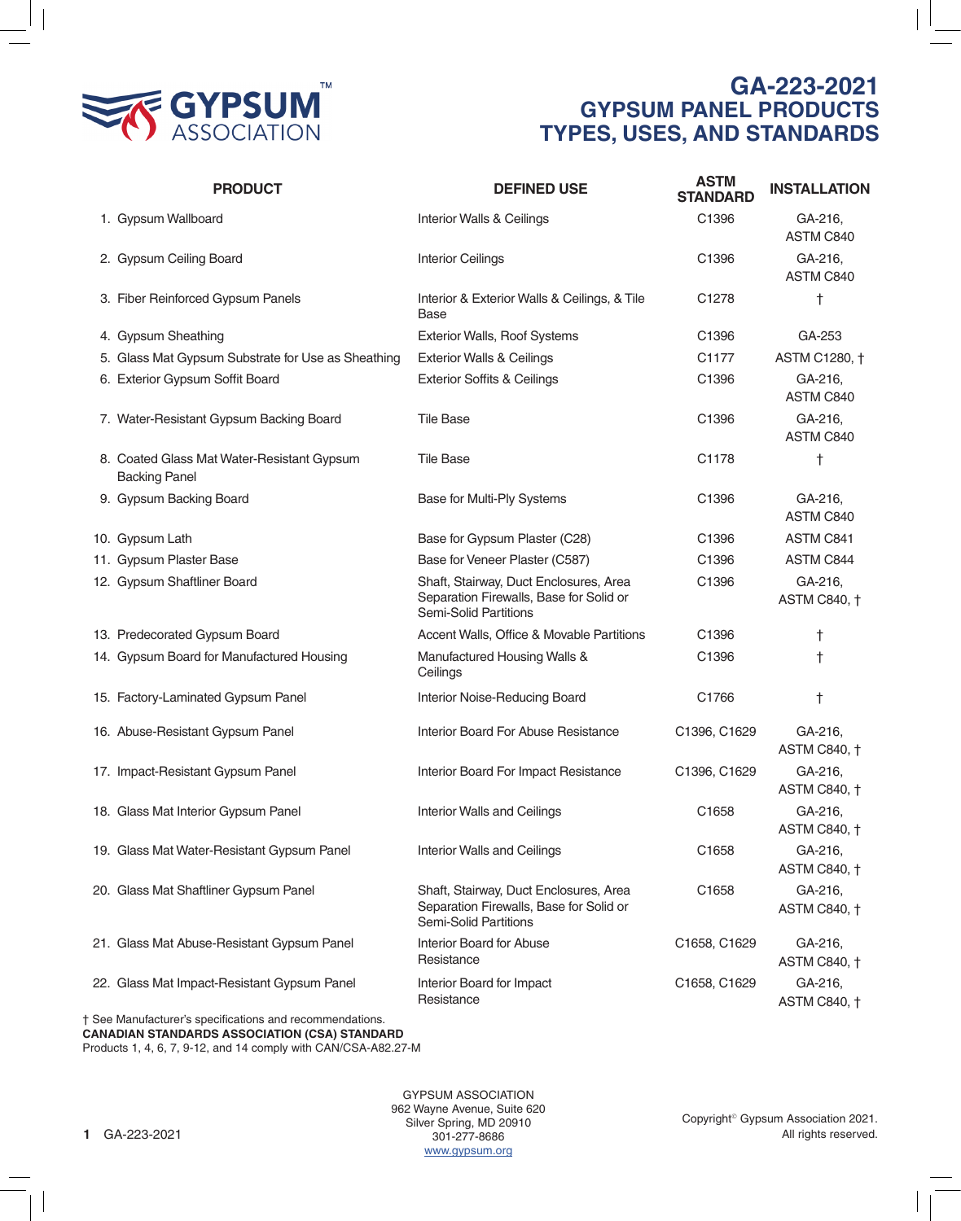# GA-223-2021
# GYPSUM PANEL PRODUCTS TYPES, USES, AND STANDARDS

| PRODUCT | DEFINED USE | ASTM STANDARD | INSTALLATION |
|---|---|---|---|
| 1. Gypsum Wallboard | Interior Walls & Ceilings | C1396 | GA-216, ASTM C840 |
| 2. Gypsum Ceiling Board | Interior Ceilings | C1396 | GA-216, ASTM C840 |
| 3. Fiber Reinforced Gypsum Panels | Interior & Exterior Walls & Ceilings, & Tile Base | C1278 | † |
| 4. Gypsum Sheathing | Exterior Walls, Roof Systems | C1396 | GA-253 |
| 5. Glass Mat Gypsum Substrate for Use as Sheathing | Exterior Walls & Ceilings | C1177 | ASTM C1280, † |
| 6. Exterior Gypsum Soffit Board | Exterior Soffits & Ceilings | C1396 | GA-216, ASTM C840 |
| 7. Water-Resistant Gypsum Backing Board | Tile Base | C1396 | GA-216, ASTM C840 |
| 8. Coated Glass Mat Water-Resistant Gypsum Backing Panel | Tile Base | C1178 | † |
| 9. Gypsum Backing Board | Base for Multi-Ply Systems | C1396 | GA-216, ASTM C840 |
| 10. Gypsum Lath | Base for Gypsum Plaster (C28) | C1396 | ASTM C841 |
| 11. Gypsum Plaster Base | Base for Veneer Plaster (C587) | C1396 | ASTM C844 |
| 12. Gypsum Shaftliner Board | Shaft, Stairway, Duct Enclosures, Area Separation Firewalls, Base for Solid or Semi-Solid Partitions | C1396 | GA-216, ASTM C840, † |
| 13. Predecorated Gypsum Board | Accent Walls, Office & Movable Partitions | C1396 | † |
| 14. Gypsum Board for Manufactured Housing | Manufactured Housing Walls & Ceilings | C1396 | † |
| 15. Factory-Laminated Gypsum Panel | Interior Noise-Reducing Board | C1766 | † |
| 16. Abuse-Resistant Gypsum Panel | Interior Board For Abuse Resistance | C1396, C1629 | GA-216, ASTM C840, † |
| 17. Impact-Resistant Gypsum Panel | Interior Board For Impact Resistance | C1396, C1629 | GA-216, ASTM C840, † |
| 18. Glass Mat Interior Gypsum Panel | Interior Walls and Ceilings | C1658 | GA-216, ASTM C840, † |
| 19. Glass Mat Water-Resistant Gypsum Panel | Interior Walls and Ceilings | C1658 | GA-216, ASTM C840, † |
| 20. Glass Mat Shaftliner Gypsum Panel | Shaft, Stairway, Duct Enclosures, Area Separation Firewalls, Base for Solid or Semi-Solid Partitions | C1658 | GA-216, ASTM C840, † |
| 21. Glass Mat Abuse-Resistant Gypsum Panel | Interior Board for Abuse Resistance | C1658, C1629 | GA-216, ASTM C840, † |
| 22. Glass Mat Impact-Resistant Gypsum Panel | Interior Board for Impact Resistance | C1658, C1629 | GA-216, ASTM C840, † |

† See Manufacturer's specifications and recommendations.

**CANADIAN STANDARDS ASSOCIATION (CSA) STANDARD**

Products 1, 4, 6, 7, 9-12, and 14 comply with CAN/CSA-A82.27-M

GYPSUM ASSOCIATION
962 Wayne Avenue, Suite 620
Silver Spring, MD 20910
301-277-8686
www.gypsum.org

Copyright© Gypsum Association 2021. All rights reserved.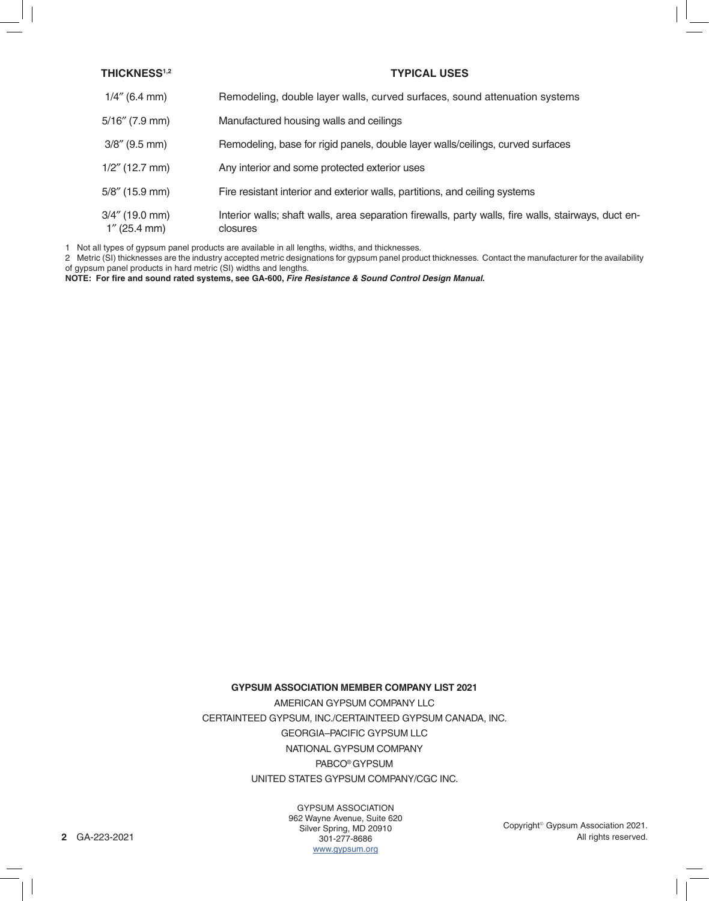| THICKNESS[1,2] | TYPICAL USES |
|---|---|
| 1/4″ (6.4 mm) | Remodeling, double layer walls, curved surfaces, sound attenuation systems |
| 5/16″ (7.9 mm) | Manufactured housing walls and ceilings |
| 3/8″ (9.5 mm) | Remodeling, base for rigid panels, double layer walls/ceilings, curved surfaces |
| 1/2″ (12.7 mm) | Any interior and some protected exterior uses |
| 5/8″ (15.9 mm) | Fire resistant interior and exterior walls, partitions, and ceiling systems |
| 3/4″ (19.0 mm)<br>1″ (25.4 mm) | Interior walls; shaft walls, area separation firewalls, party walls, fire walls, stairways, duct enclosures |

1 Not all types of gypsum panel products are available in all lengths, widths, and thicknesses.

2 Metric (SI) thicknesses are the industry accepted metric designations for gypsum panel product thicknesses. Contact the manufacturer for the availability of gypsum panel products in hard metric (SI) widths and lengths.

**NOTE: For fire and sound rated systems, see GA-600, *Fire Resistance & Sound Control Design Manual.***

**GYPSUM ASSOCIATION MEMBER COMPANY LIST 2021**

AMERICAN GYPSUM COMPANY LLC

CERTAINTEED GYPSUM, INC./CERTAINTEED GYPSUM CANADA, INC.

GEORGIA–PACIFIC GYPSUM LLC

NATIONAL GYPSUM COMPANY

PABCO® GYPSUM

UNITED STATES GYPSUM COMPANY/CGC INC.

GYPSUM ASSOCIATION
962 Wayne Avenue, Suite 620
Silver Spring, MD 20910
301-277-8686
www.gypsum.org

GA-223-2021

Copyright© Gypsum Association 2021.
All rights reserved.